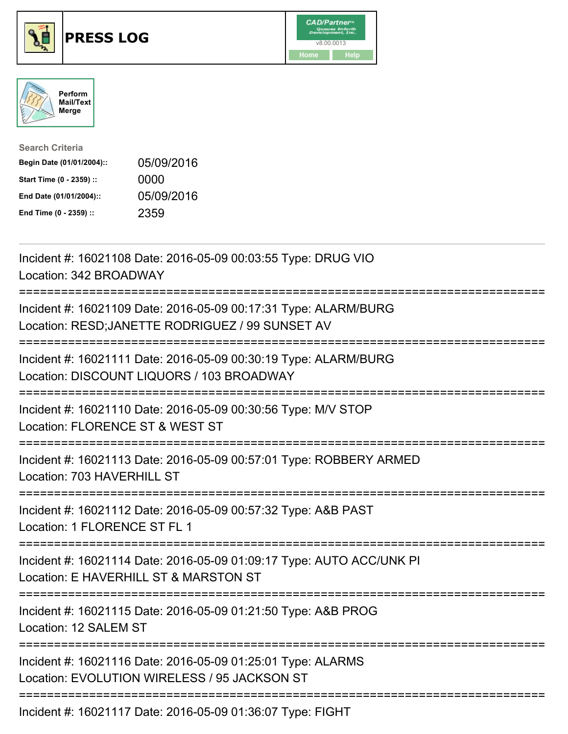# PRESS LOG

Perform Mail/Text Merge

**Search Criteria**

| | |
|---|---|
| **Begin Date (01/01/2004)::** | 05/09/2016 |
| **Start Time (0 - 2359) ::** | 0000 |
| **End Date (01/01/2004)::** | 05/09/2016 |
| **End Time (0 - 2359) ::** | 2359 |

---

Incident #: 16021108 Date: 2016-05-09 00:03:55 Type: DRUG VIO
Location: 342 BROADWAY

===========================================================================

Incident #: 16021109 Date: 2016-05-09 00:17:31 Type: ALARM/BURG
Location: RESD;JANETTE RODRIGUEZ / 99 SUNSET AV

===========================================================================

Incident #: 16021111 Date: 2016-05-09 00:30:19 Type: ALARM/BURG
Location: DISCOUNT LIQUORS / 103 BROADWAY

===========================================================================

Incident #: 16021110 Date: 2016-05-09 00:30:56 Type: M/V STOP
Location: FLORENCE ST & WEST ST

===========================================================================

Incident #: 16021113 Date: 2016-05-09 00:57:01 Type: ROBBERY ARMED
Location: 703 HAVERHILL ST

===========================================================================

Incident #: 16021112 Date: 2016-05-09 00:57:32 Type: A&B PAST
Location: 1 FLORENCE ST FL 1

===========================================================================

Incident #: 16021114 Date: 2016-05-09 01:09:17 Type: AUTO ACC/UNK PI
Location: E HAVERHILL ST & MARSTON ST

===========================================================================

Incident #: 16021115 Date: 2016-05-09 01:21:50 Type: A&B PROG
Location: 12 SALEM ST

===========================================================================

Incident #: 16021116 Date: 2016-05-09 01:25:01 Type: ALARMS
Location: EVOLUTION WIRELESS / 95 JACKSON ST

===========================================================================

Incident #: 16021117 Date: 2016-05-09 01:36:07 Type: FIGHT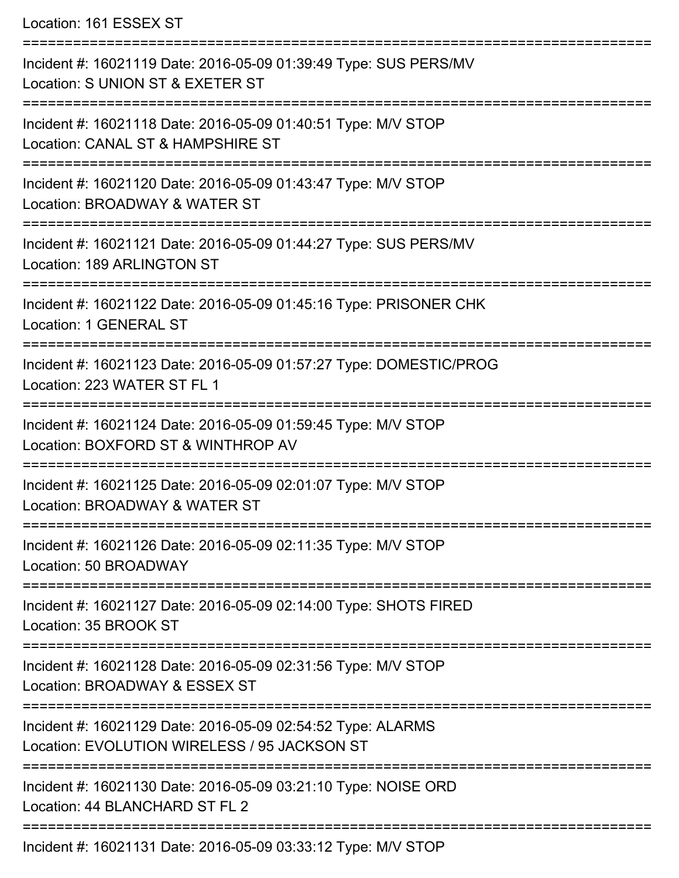Location: 161 ESSEX ST

===========================================================================

Incident #: 16021119 Date: 2016-05-09 01:39:49 Type: SUS PERS/MV
Location: S UNION ST & EXETER ST

===========================================================================

Incident #: 16021118 Date: 2016-05-09 01:40:51 Type: M/V STOP
Location: CANAL ST & HAMPSHIRE ST

===========================================================================

Incident #: 16021120 Date: 2016-05-09 01:43:47 Type: M/V STOP
Location: BROADWAY & WATER ST

===========================================================================

Incident #: 16021121 Date: 2016-05-09 01:44:27 Type: SUS PERS/MV
Location: 189 ARLINGTON ST

===========================================================================

Incident #: 16021122 Date: 2016-05-09 01:45:16 Type: PRISONER CHK
Location: 1 GENERAL ST

===========================================================================

Incident #: 16021123 Date: 2016-05-09 01:57:27 Type: DOMESTIC/PROG
Location: 223 WATER ST FL 1

===========================================================================

Incident #: 16021124 Date: 2016-05-09 01:59:45 Type: M/V STOP
Location: BOXFORD ST & WINTHROP AV

===========================================================================

Incident #: 16021125 Date: 2016-05-09 02:01:07 Type: M/V STOP
Location: BROADWAY & WATER ST

===========================================================================

Incident #: 16021126 Date: 2016-05-09 02:11:35 Type: M/V STOP
Location: 50 BROADWAY

===========================================================================

Incident #: 16021127 Date: 2016-05-09 02:14:00 Type: SHOTS FIRED
Location: 35 BROOK ST

===========================================================================

Incident #: 16021128 Date: 2016-05-09 02:31:56 Type: M/V STOP
Location: BROADWAY & ESSEX ST

===========================================================================

Incident #: 16021129 Date: 2016-05-09 02:54:52 Type: ALARMS
Location: EVOLUTION WIRELESS / 95 JACKSON ST

===========================================================================

Incident #: 16021130 Date: 2016-05-09 03:21:10 Type: NOISE ORD
Location: 44 BLANCHARD ST FL 2

===========================================================================

Incident #: 16021131 Date: 2016-05-09 03:33:12 Type: M/V STOP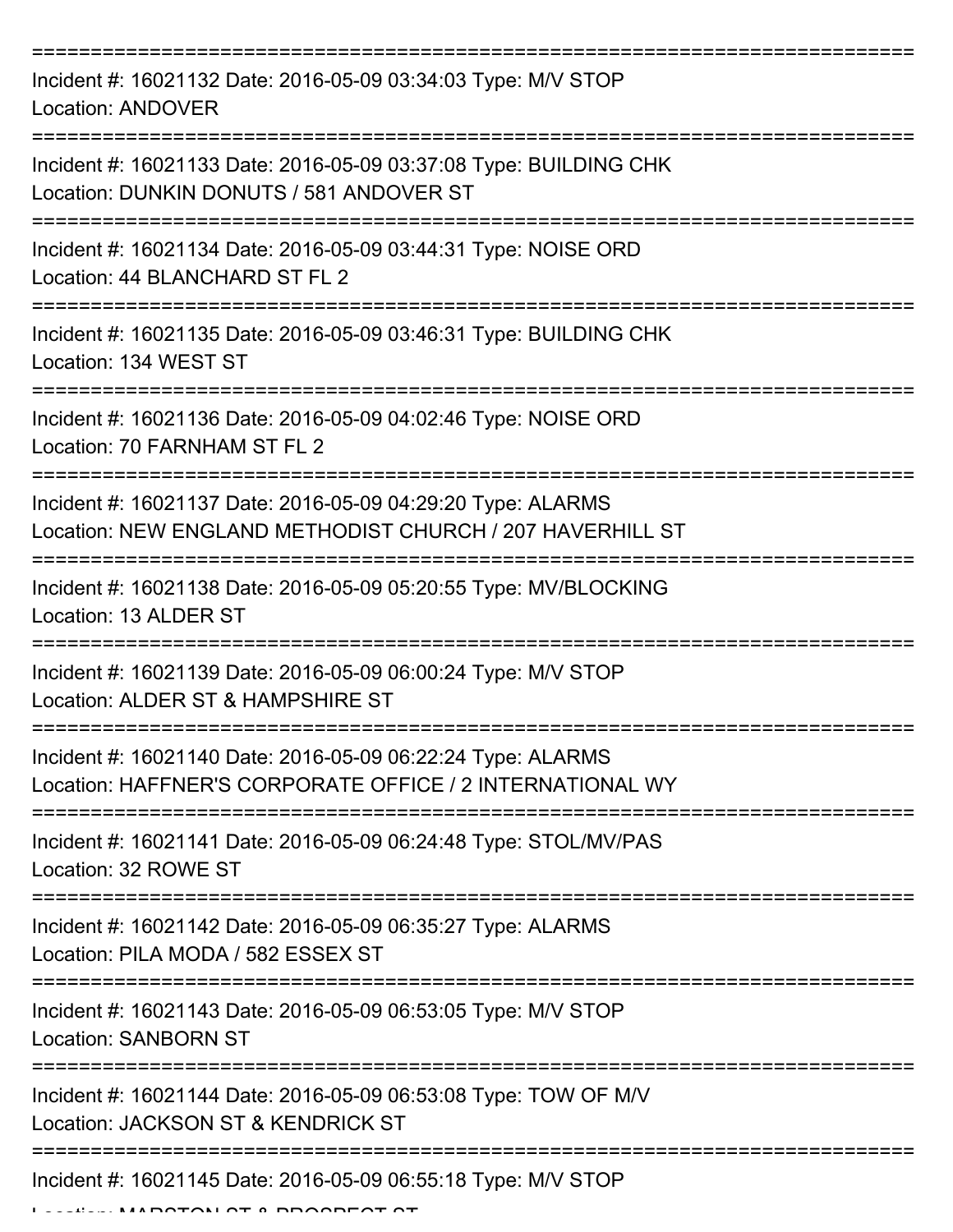===========================================================================

Incident #: 16021132 Date: 2016-05-09 03:34:03 Type: M/V STOP
Location: ANDOVER

===========================================================================

Incident #: 16021133 Date: 2016-05-09 03:37:08 Type: BUILDING CHK
Location: DUNKIN DONUTS / 581 ANDOVER ST

===========================================================================

Incident #: 16021134 Date: 2016-05-09 03:44:31 Type: NOISE ORD
Location: 44 BLANCHARD ST FL 2

===========================================================================

Incident #: 16021135 Date: 2016-05-09 03:46:31 Type: BUILDING CHK
Location: 134 WEST ST

===========================================================================

Incident #: 16021136 Date: 2016-05-09 04:02:46 Type: NOISE ORD
Location: 70 FARNHAM ST FL 2

===========================================================================

Incident #: 16021137 Date: 2016-05-09 04:29:20 Type: ALARMS
Location: NEW ENGLAND METHODIST CHURCH / 207 HAVERHILL ST

===========================================================================

Incident #: 16021138 Date: 2016-05-09 05:20:55 Type: MV/BLOCKING
Location: 13 ALDER ST

===========================================================================

Incident #: 16021139 Date: 2016-05-09 06:00:24 Type: M/V STOP
Location: ALDER ST & HAMPSHIRE ST

===========================================================================

Incident #: 16021140 Date: 2016-05-09 06:22:24 Type: ALARMS
Location: HAFFNER'S CORPORATE OFFICE / 2 INTERNATIONAL WY

===========================================================================

Incident #: 16021141 Date: 2016-05-09 06:24:48 Type: STOL/MV/PAS
Location: 32 ROWE ST

===========================================================================

Incident #: 16021142 Date: 2016-05-09 06:35:27 Type: ALARMS
Location: PILA MODA / 582 ESSEX ST

===========================================================================

Incident #: 16021143 Date: 2016-05-09 06:53:05 Type: M/V STOP
Location: SANBORN ST

===========================================================================

Incident #: 16021144 Date: 2016-05-09 06:53:08 Type: TOW OF M/V
Location: JACKSON ST & KENDRICK ST

===========================================================================

Incident #: 16021145 Date: 2016-05-09 06:55:18 Type: M/V STOP
Location: MARSTON ST & PROSPECT ST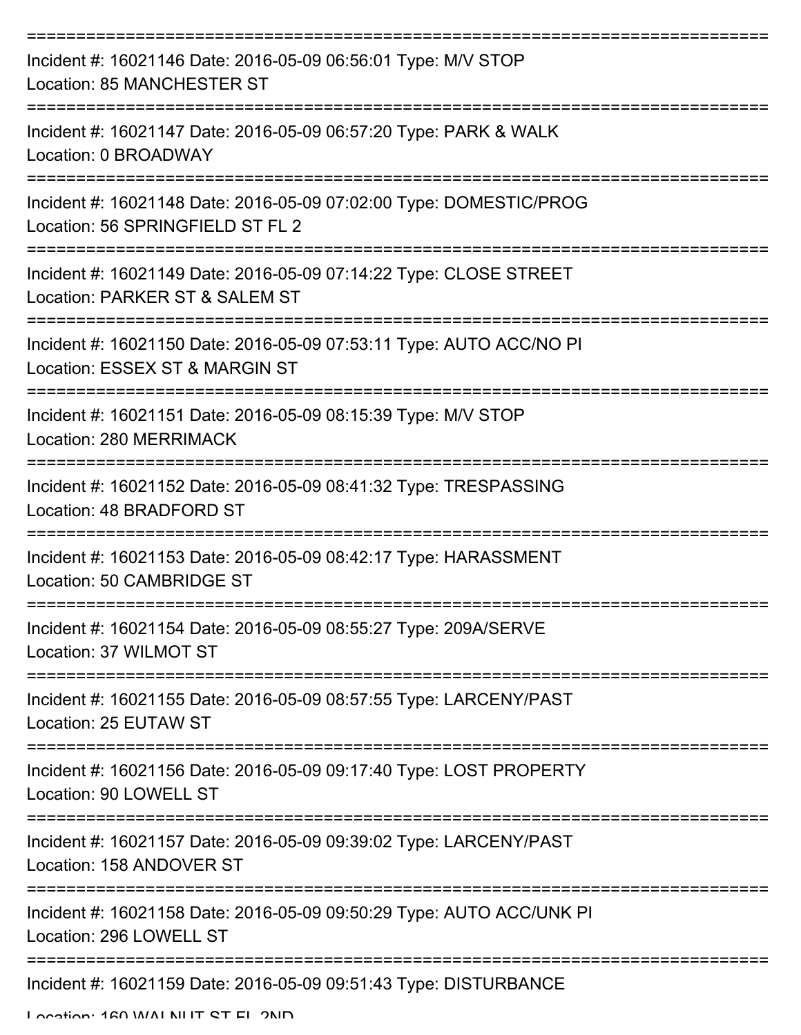Incident #: 16021146 Date: 2016-05-09 06:56:01 Type: M/V STOP
Location: 85 MANCHESTER ST

Incident #: 16021147 Date: 2016-05-09 06:57:20 Type: PARK & WALK
Location: 0 BROADWAY

Incident #: 16021148 Date: 2016-05-09 07:02:00 Type: DOMESTIC/PROG
Location: 56 SPRINGFIELD ST FL 2

Incident #: 16021149 Date: 2016-05-09 07:14:22 Type: CLOSE STREET
Location: PARKER ST & SALEM ST

Incident #: 16021150 Date: 2016-05-09 07:53:11 Type: AUTO ACC/NO PI
Location: ESSEX ST & MARGIN ST

Incident #: 16021151 Date: 2016-05-09 08:15:39 Type: M/V STOP
Location: 280 MERRIMACK

Incident #: 16021152 Date: 2016-05-09 08:41:32 Type: TRESPASSING
Location: 48 BRADFORD ST

Incident #: 16021153 Date: 2016-05-09 08:42:17 Type: HARASSMENT
Location: 50 CAMBRIDGE ST

Incident #: 16021154 Date: 2016-05-09 08:55:27 Type: 209A/SERVE
Location: 37 WILMOT ST

Incident #: 16021155 Date: 2016-05-09 08:57:55 Type: LARCENY/PAST
Location: 25 EUTAW ST

Incident #: 16021156 Date: 2016-05-09 09:17:40 Type: LOST PROPERTY
Location: 90 LOWELL ST

Incident #: 16021157 Date: 2016-05-09 09:39:02 Type: LARCENY/PAST
Location: 158 ANDOVER ST

Incident #: 16021158 Date: 2016-05-09 09:50:29 Type: AUTO ACC/UNK PI
Location: 296 LOWELL ST

Incident #: 16021159 Date: 2016-05-09 09:51:43 Type: DISTURBANCE
Location: 160 WALNUT ST FL 2ND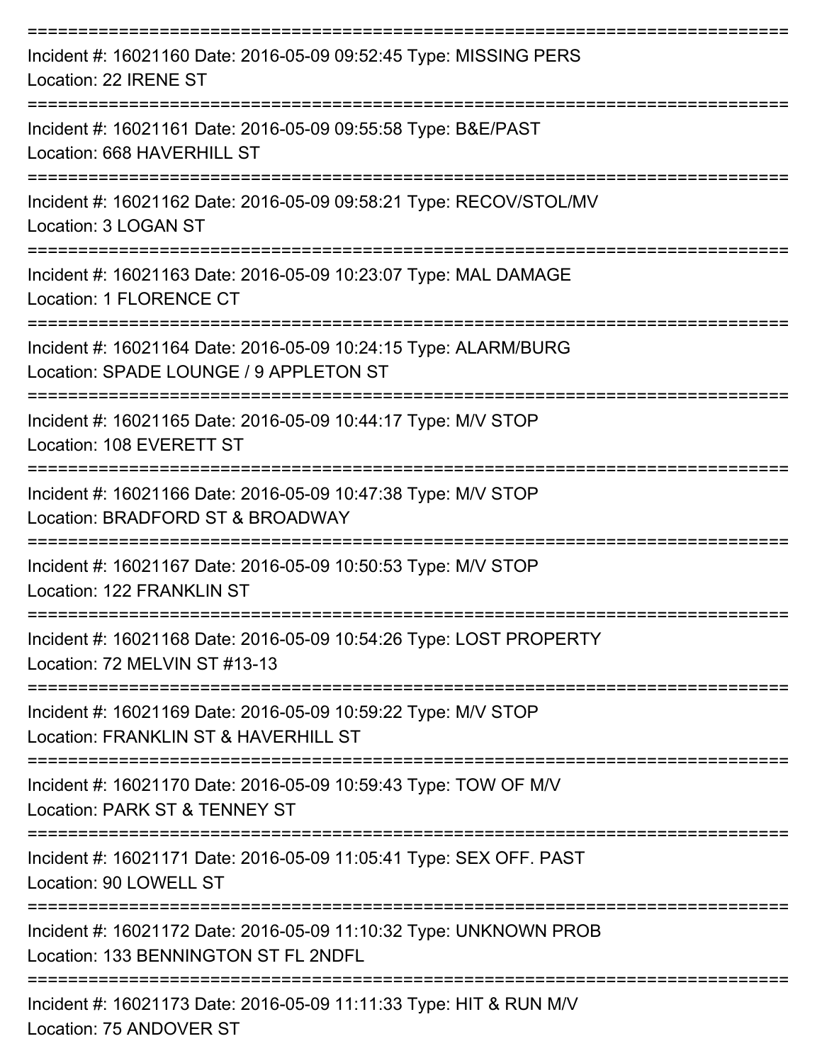===========================================================================

Incident #: 16021160 Date: 2016-05-09 09:52:45 Type: MISSING PERS
Location: 22 IRENE ST

===========================================================================

Incident #: 16021161 Date: 2016-05-09 09:55:58 Type: B&E/PAST
Location: 668 HAVERHILL ST

===========================================================================

Incident #: 16021162 Date: 2016-05-09 09:58:21 Type: RECOV/STOL/MV
Location: 3 LOGAN ST

===========================================================================

Incident #: 16021163 Date: 2016-05-09 10:23:07 Type: MAL DAMAGE
Location: 1 FLORENCE CT

===========================================================================

Incident #: 16021164 Date: 2016-05-09 10:24:15 Type: ALARM/BURG
Location: SPADE LOUNGE / 9 APPLETON ST

===========================================================================

Incident #: 16021165 Date: 2016-05-09 10:44:17 Type: M/V STOP
Location: 108 EVERETT ST

===========================================================================

Incident #: 16021166 Date: 2016-05-09 10:47:38 Type: M/V STOP
Location: BRADFORD ST & BROADWAY

===========================================================================

Incident #: 16021167 Date: 2016-05-09 10:50:53 Type: M/V STOP
Location: 122 FRANKLIN ST

===========================================================================

Incident #: 16021168 Date: 2016-05-09 10:54:26 Type: LOST PROPERTY
Location: 72 MELVIN ST #13-13

===========================================================================

Incident #: 16021169 Date: 2016-05-09 10:59:22 Type: M/V STOP
Location: FRANKLIN ST & HAVERHILL ST

===========================================================================

Incident #: 16021170 Date: 2016-05-09 10:59:43 Type: TOW OF M/V
Location: PARK ST & TENNEY ST

===========================================================================

Incident #: 16021171 Date: 2016-05-09 11:05:41 Type: SEX OFF. PAST
Location: 90 LOWELL ST

===========================================================================

Incident #: 16021172 Date: 2016-05-09 11:10:32 Type: UNKNOWN PROB
Location: 133 BENNINGTON ST FL 2NDFL

===========================================================================

Incident #: 16021173 Date: 2016-05-09 11:11:33 Type: HIT & RUN M/V
Location: 75 ANDOVER ST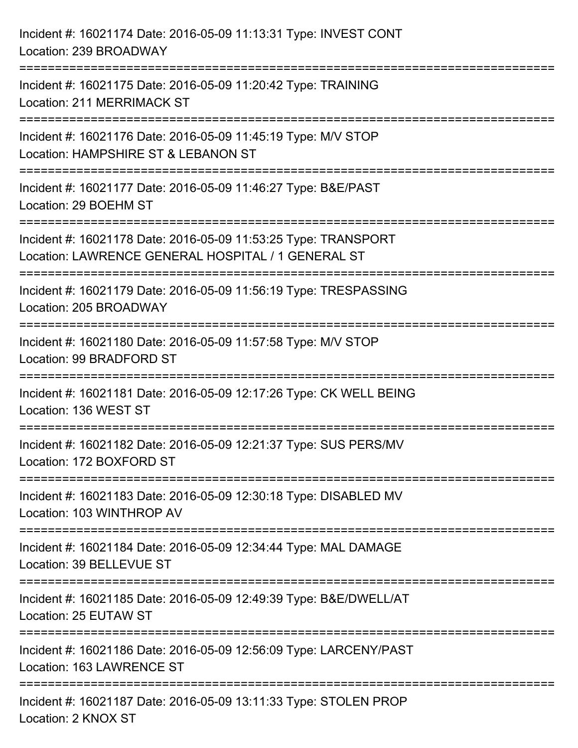Incident #: 16021174 Date: 2016-05-09 11:13:31 Type: INVEST CONT
Location: 239 BROADWAY

===========================================================================

Incident #: 16021175 Date: 2016-05-09 11:20:42 Type: TRAINING
Location: 211 MERRIMACK ST

===========================================================================

Incident #: 16021176 Date: 2016-05-09 11:45:19 Type: M/V STOP
Location: HAMPSHIRE ST & LEBANON ST

===========================================================================

Incident #: 16021177 Date: 2016-05-09 11:46:27 Type: B&E/PAST
Location: 29 BOEHM ST

===========================================================================

Incident #: 16021178 Date: 2016-05-09 11:53:25 Type: TRANSPORT
Location: LAWRENCE GENERAL HOSPITAL / 1 GENERAL ST

===========================================================================

Incident #: 16021179 Date: 2016-05-09 11:56:19 Type: TRESPASSING
Location: 205 BROADWAY

===========================================================================

Incident #: 16021180 Date: 2016-05-09 11:57:58 Type: M/V STOP
Location: 99 BRADFORD ST

===========================================================================

Incident #: 16021181 Date: 2016-05-09 12:17:26 Type: CK WELL BEING
Location: 136 WEST ST

===========================================================================

Incident #: 16021182 Date: 2016-05-09 12:21:37 Type: SUS PERS/MV
Location: 172 BOXFORD ST

===========================================================================

Incident #: 16021183 Date: 2016-05-09 12:30:18 Type: DISABLED MV
Location: 103 WINTHROP AV

===========================================================================

Incident #: 16021184 Date: 2016-05-09 12:34:44 Type: MAL DAMAGE
Location: 39 BELLEVUE ST

===========================================================================

Incident #: 16021185 Date: 2016-05-09 12:49:39 Type: B&E/DWELL/AT
Location: 25 EUTAW ST

===========================================================================

Incident #: 16021186 Date: 2016-05-09 12:56:09 Type: LARCENY/PAST
Location: 163 LAWRENCE ST

===========================================================================

Incident #: 16021187 Date: 2016-05-09 13:11:33 Type: STOLEN PROP
Location: 2 KNOX ST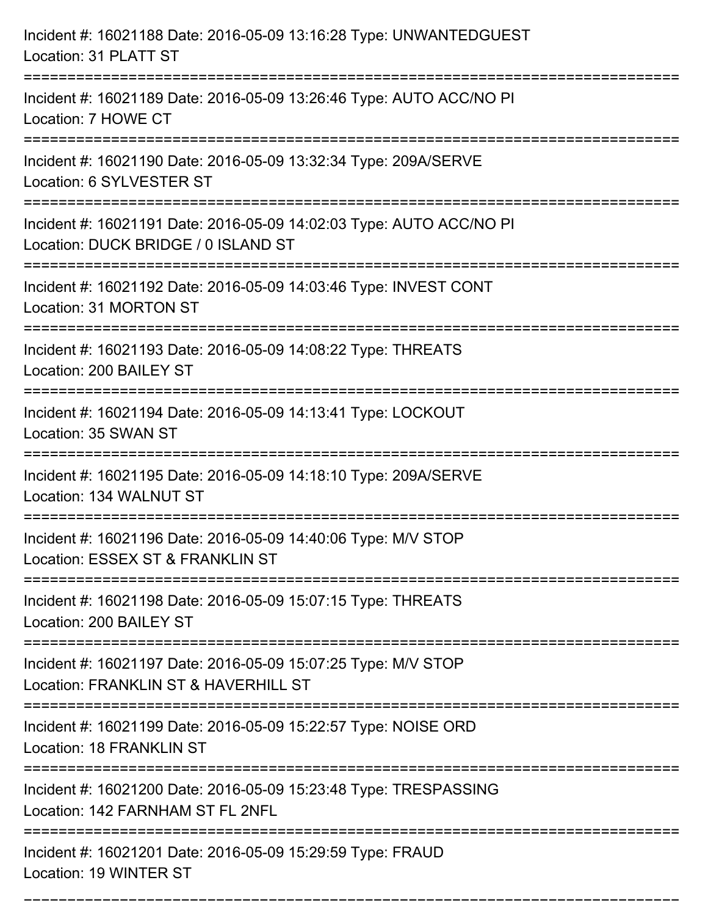Incident #: 16021188 Date: 2016-05-09 13:16:28 Type: UNWANTEDGUEST
Location: 31 PLATT ST

===========================================================================

Incident #: 16021189 Date: 2016-05-09 13:26:46 Type: AUTO ACC/NO PI
Location: 7 HOWE CT

===========================================================================

Incident #: 16021190 Date: 2016-05-09 13:32:34 Type: 209A/SERVE
Location: 6 SYLVESTER ST

===========================================================================

Incident #: 16021191 Date: 2016-05-09 14:02:03 Type: AUTO ACC/NO PI
Location: DUCK BRIDGE / 0 ISLAND ST

===========================================================================

Incident #: 16021192 Date: 2016-05-09 14:03:46 Type: INVEST CONT
Location: 31 MORTON ST

===========================================================================

Incident #: 16021193 Date: 2016-05-09 14:08:22 Type: THREATS
Location: 200 BAILEY ST

===========================================================================

Incident #: 16021194 Date: 2016-05-09 14:13:41 Type: LOCKOUT
Location: 35 SWAN ST

===========================================================================

Incident #: 16021195 Date: 2016-05-09 14:18:10 Type: 209A/SERVE
Location: 134 WALNUT ST

===========================================================================

Incident #: 16021196 Date: 2016-05-09 14:40:06 Type: M/V STOP
Location: ESSEX ST & FRANKLIN ST

===========================================================================

Incident #: 16021198 Date: 2016-05-09 15:07:15 Type: THREATS
Location: 200 BAILEY ST

===========================================================================

Incident #: 16021197 Date: 2016-05-09 15:07:25 Type: M/V STOP
Location: FRANKLIN ST & HAVERHILL ST

===========================================================================

Incident #: 16021199 Date: 2016-05-09 15:22:57 Type: NOISE ORD
Location: 18 FRANKLIN ST

===========================================================================

Incident #: 16021200 Date: 2016-05-09 15:23:48 Type: TRESPASSING
Location: 142 FARNHAM ST FL 2NFL

===========================================================================

Incident #: 16021201 Date: 2016-05-09 15:29:59 Type: FRAUD
Location: 19 WINTER ST

===========================================================================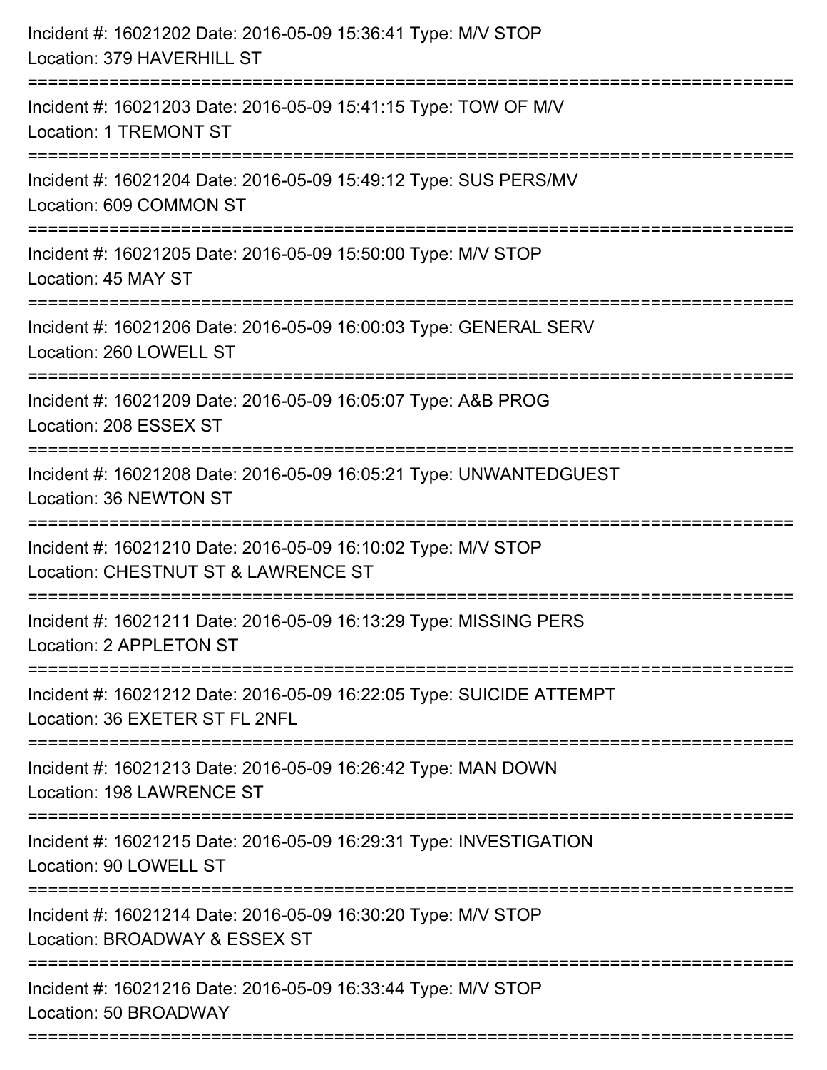Incident #: 16021202 Date: 2016-05-09 15:36:41 Type: M/V STOP
Location: 379 HAVERHILL ST

===========================================================================

Incident #: 16021203 Date: 2016-05-09 15:41:15 Type: TOW OF M/V
Location: 1 TREMONT ST

===========================================================================

Incident #: 16021204 Date: 2016-05-09 15:49:12 Type: SUS PERS/MV
Location: 609 COMMON ST

===========================================================================

Incident #: 16021205 Date: 2016-05-09 15:50:00 Type: M/V STOP
Location: 45 MAY ST

===========================================================================

Incident #: 16021206 Date: 2016-05-09 16:00:03 Type: GENERAL SERV
Location: 260 LOWELL ST

===========================================================================

Incident #: 16021209 Date: 2016-05-09 16:05:07 Type: A&B PROG
Location: 208 ESSEX ST

===========================================================================

Incident #: 16021208 Date: 2016-05-09 16:05:21 Type: UNWANTEDGUEST
Location: 36 NEWTON ST

===========================================================================

Incident #: 16021210 Date: 2016-05-09 16:10:02 Type: M/V STOP
Location: CHESTNUT ST & LAWRENCE ST

===========================================================================

Incident #: 16021211 Date: 2016-05-09 16:13:29 Type: MISSING PERS
Location: 2 APPLETON ST

===========================================================================

Incident #: 16021212 Date: 2016-05-09 16:22:05 Type: SUICIDE ATTEMPT
Location: 36 EXETER ST FL 2NFL

===========================================================================

Incident #: 16021213 Date: 2016-05-09 16:26:42 Type: MAN DOWN
Location: 198 LAWRENCE ST

===========================================================================

Incident #: 16021215 Date: 2016-05-09 16:29:31 Type: INVESTIGATION
Location: 90 LOWELL ST

===========================================================================

Incident #: 16021214 Date: 2016-05-09 16:30:20 Type: M/V STOP
Location: BROADWAY & ESSEX ST

===========================================================================

Incident #: 16021216 Date: 2016-05-09 16:33:44 Type: M/V STOP
Location: 50 BROADWAY

===========================================================================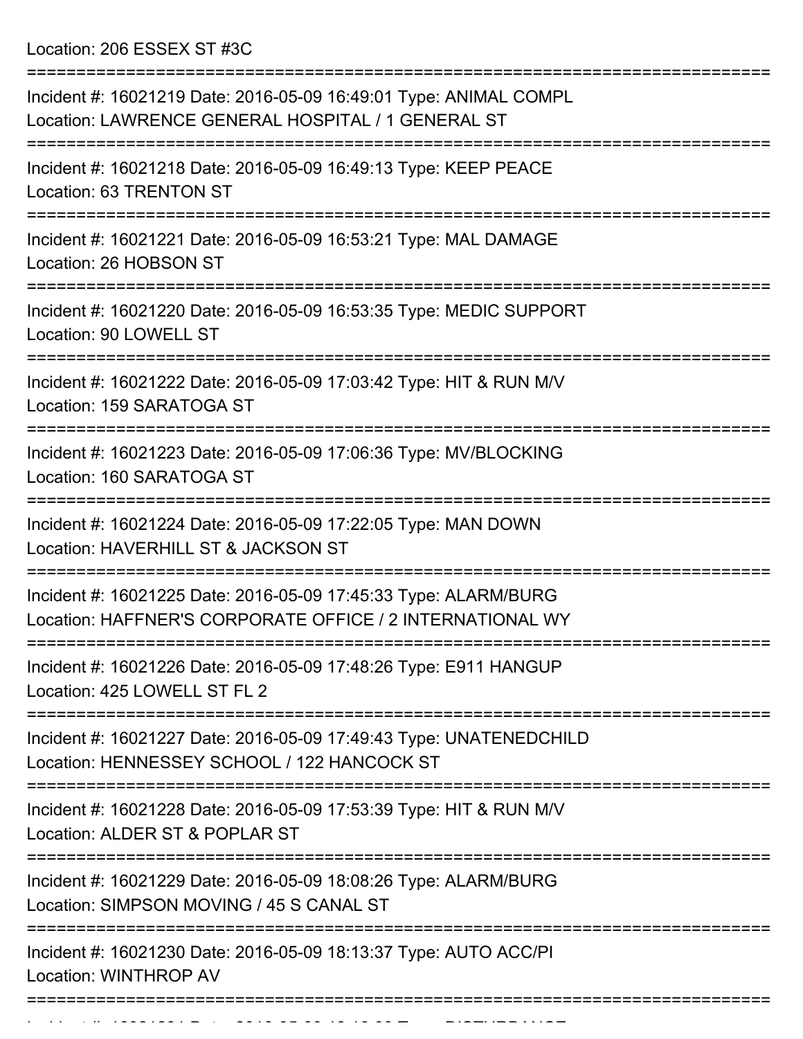Location: 206 ESSEX ST #3C

===========================================================================

Incident #: 16021219 Date: 2016-05-09 16:49:01 Type: ANIMAL COMPL
Location: LAWRENCE GENERAL HOSPITAL / 1 GENERAL ST

===========================================================================

Incident #: 16021218 Date: 2016-05-09 16:49:13 Type: KEEP PEACE
Location: 63 TRENTON ST

===========================================================================

Incident #: 16021221 Date: 2016-05-09 16:53:21 Type: MAL DAMAGE
Location: 26 HOBSON ST

===========================================================================

Incident #: 16021220 Date: 2016-05-09 16:53:35 Type: MEDIC SUPPORT
Location: 90 LOWELL ST

===========================================================================

Incident #: 16021222 Date: 2016-05-09 17:03:42 Type: HIT & RUN M/V
Location: 159 SARATOGA ST

===========================================================================

Incident #: 16021223 Date: 2016-05-09 17:06:36 Type: MV/BLOCKING
Location: 160 SARATOGA ST

===========================================================================

Incident #: 16021224 Date: 2016-05-09 17:22:05 Type: MAN DOWN
Location: HAVERHILL ST & JACKSON ST

===========================================================================

Incident #: 16021225 Date: 2016-05-09 17:45:33 Type: ALARM/BURG
Location: HAFFNER'S CORPORATE OFFICE / 2 INTERNATIONAL WY

===========================================================================

Incident #: 16021226 Date: 2016-05-09 17:48:26 Type: E911 HANGUP
Location: 425 LOWELL ST FL 2

===========================================================================

Incident #: 16021227 Date: 2016-05-09 17:49:43 Type: UNATENEDCHILD
Location: HENNESSEY SCHOOL / 122 HANCOCK ST

===========================================================================

Incident #: 16021228 Date: 2016-05-09 17:53:39 Type: HIT & RUN M/V
Location: ALDER ST & POPLAR ST

===========================================================================

Incident #: 16021229 Date: 2016-05-09 18:08:26 Type: ALARM/BURG
Location: SIMPSON MOVING / 45 S CANAL ST

===========================================================================

Incident #: 16021230 Date: 2016-05-09 18:13:37 Type: AUTO ACC/PI
Location: WINTHROP AV

===========================================================================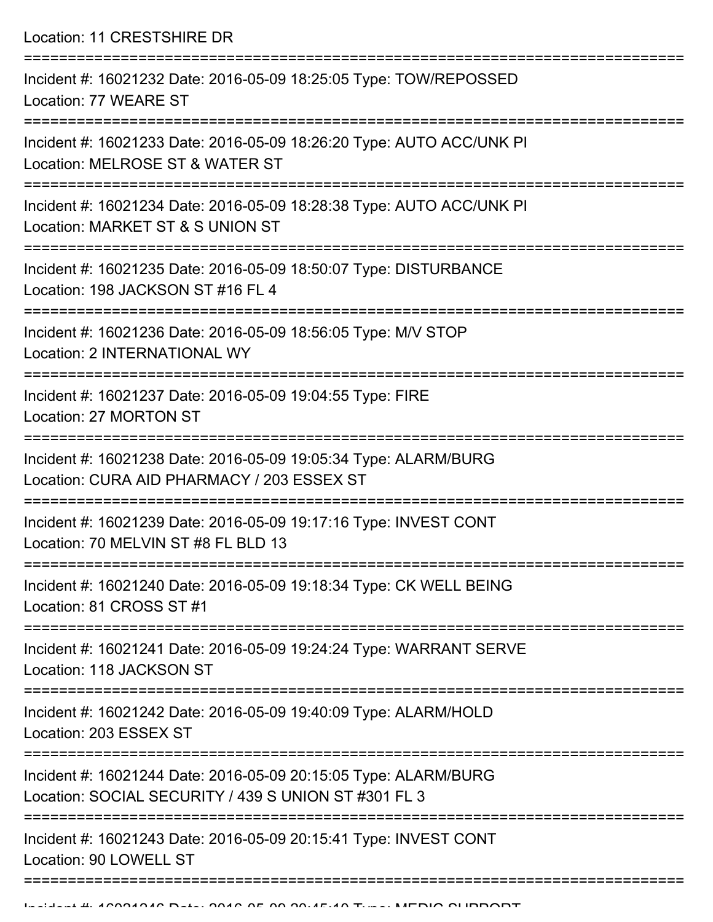Location: 11 CRESTSHIRE DR

===========================================================================

Incident #: 16021232 Date: 2016-05-09 18:25:05 Type: TOW/REPOSSED
Location: 77 WEARE ST

===========================================================================

Incident #: 16021233 Date: 2016-05-09 18:26:20 Type: AUTO ACC/UNK PI
Location: MELROSE ST & WATER ST

===========================================================================

Incident #: 16021234 Date: 2016-05-09 18:28:38 Type: AUTO ACC/UNK PI
Location: MARKET ST & S UNION ST

===========================================================================

Incident #: 16021235 Date: 2016-05-09 18:50:07 Type: DISTURBANCE
Location: 198 JACKSON ST #16 FL 4

===========================================================================

Incident #: 16021236 Date: 2016-05-09 18:56:05 Type: M/V STOP
Location: 2 INTERNATIONAL WY

===========================================================================

Incident #: 16021237 Date: 2016-05-09 19:04:55 Type: FIRE
Location: 27 MORTON ST

===========================================================================

Incident #: 16021238 Date: 2016-05-09 19:05:34 Type: ALARM/BURG
Location: CURA AID PHARMACY / 203 ESSEX ST

===========================================================================

Incident #: 16021239 Date: 2016-05-09 19:17:16 Type: INVEST CONT
Location: 70 MELVIN ST #8 FL BLD 13

===========================================================================

Incident #: 16021240 Date: 2016-05-09 19:18:34 Type: CK WELL BEING
Location: 81 CROSS ST #1

===========================================================================

Incident #: 16021241 Date: 2016-05-09 19:24:24 Type: WARRANT SERVE
Location: 118 JACKSON ST

===========================================================================

Incident #: 16021242 Date: 2016-05-09 19:40:09 Type: ALARM/HOLD
Location: 203 ESSEX ST

===========================================================================

Incident #: 16021244 Date: 2016-05-09 20:15:05 Type: ALARM/BURG
Location: SOCIAL SECURITY / 439 S UNION ST #301 FL 3

===========================================================================

Incident #: 16021243 Date: 2016-05-09 20:15:41 Type: INVEST CONT
Location: 90 LOWELL ST

===========================================================================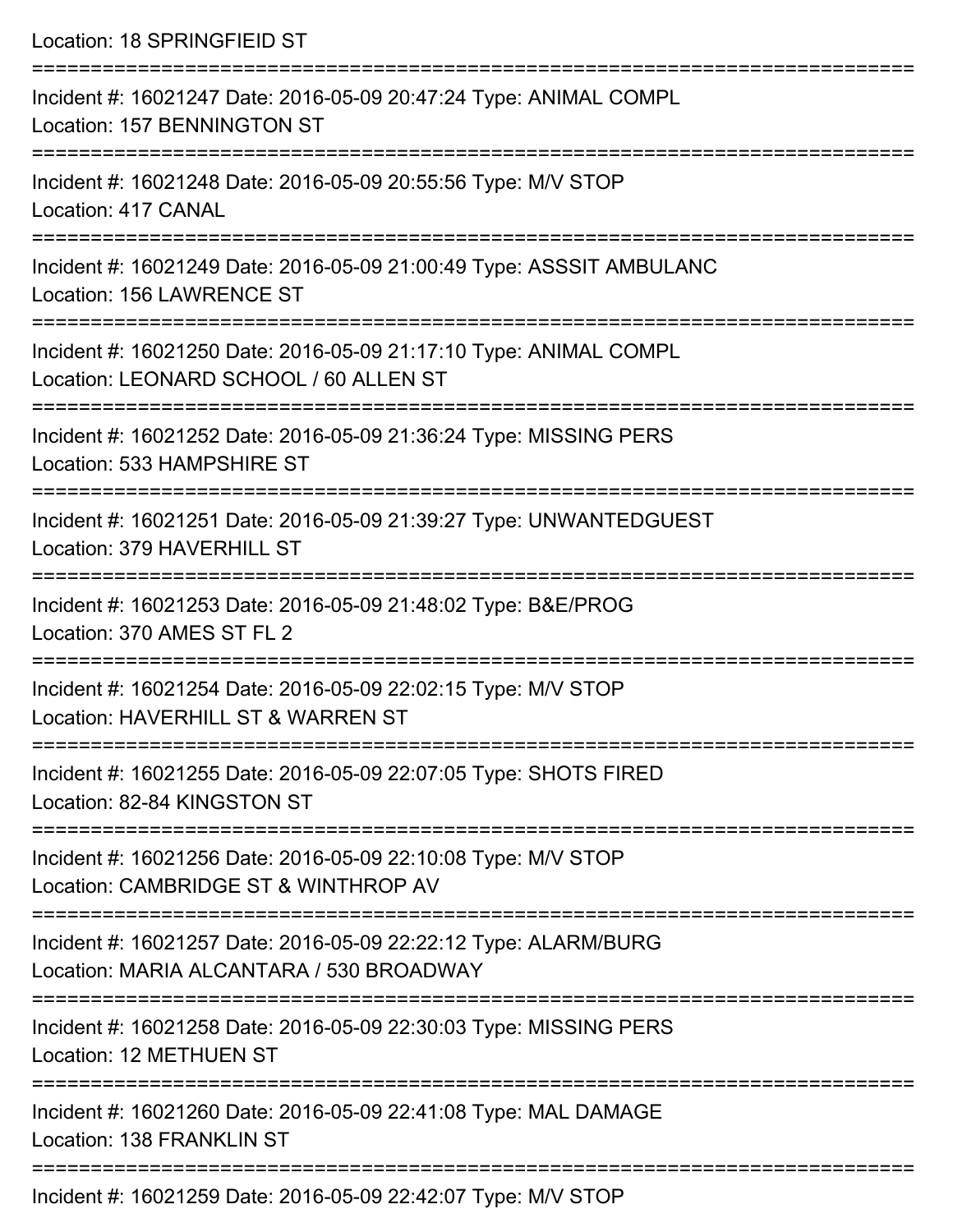Location: 18 SPRINGFIEID ST

===========================================================================

Incident #: 16021247 Date: 2016-05-09 20:47:24 Type: ANIMAL COMPL
Location: 157 BENNINGTON ST

===========================================================================

Incident #: 16021248 Date: 2016-05-09 20:55:56 Type: M/V STOP
Location: 417 CANAL

===========================================================================

Incident #: 16021249 Date: 2016-05-09 21:00:49 Type: ASSSIT AMBULANC
Location: 156 LAWRENCE ST

===========================================================================

Incident #: 16021250 Date: 2016-05-09 21:17:10 Type: ANIMAL COMPL
Location: LEONARD SCHOOL / 60 ALLEN ST

===========================================================================

Incident #: 16021252 Date: 2016-05-09 21:36:24 Type: MISSING PERS
Location: 533 HAMPSHIRE ST

===========================================================================

Incident #: 16021251 Date: 2016-05-09 21:39:27 Type: UNWANTEDGUEST
Location: 379 HAVERHILL ST

===========================================================================

Incident #: 16021253 Date: 2016-05-09 21:48:02 Type: B&E/PROG
Location: 370 AMES ST FL 2

===========================================================================

Incident #: 16021254 Date: 2016-05-09 22:02:15 Type: M/V STOP
Location: HAVERHILL ST & WARREN ST

===========================================================================

Incident #: 16021255 Date: 2016-05-09 22:07:05 Type: SHOTS FIRED
Location: 82-84 KINGSTON ST

===========================================================================

Incident #: 16021256 Date: 2016-05-09 22:10:08 Type: M/V STOP
Location: CAMBRIDGE ST & WINTHROP AV

===========================================================================

Incident #: 16021257 Date: 2016-05-09 22:22:12 Type: ALARM/BURG
Location: MARIA ALCANTARA / 530 BROADWAY

===========================================================================

Incident #: 16021258 Date: 2016-05-09 22:30:03 Type: MISSING PERS
Location: 12 METHUEN ST

===========================================================================

Incident #: 16021260 Date: 2016-05-09 22:41:08 Type: MAL DAMAGE
Location: 138 FRANKLIN ST

===========================================================================

Incident #: 16021259 Date: 2016-05-09 22:42:07 Type: M/V STOP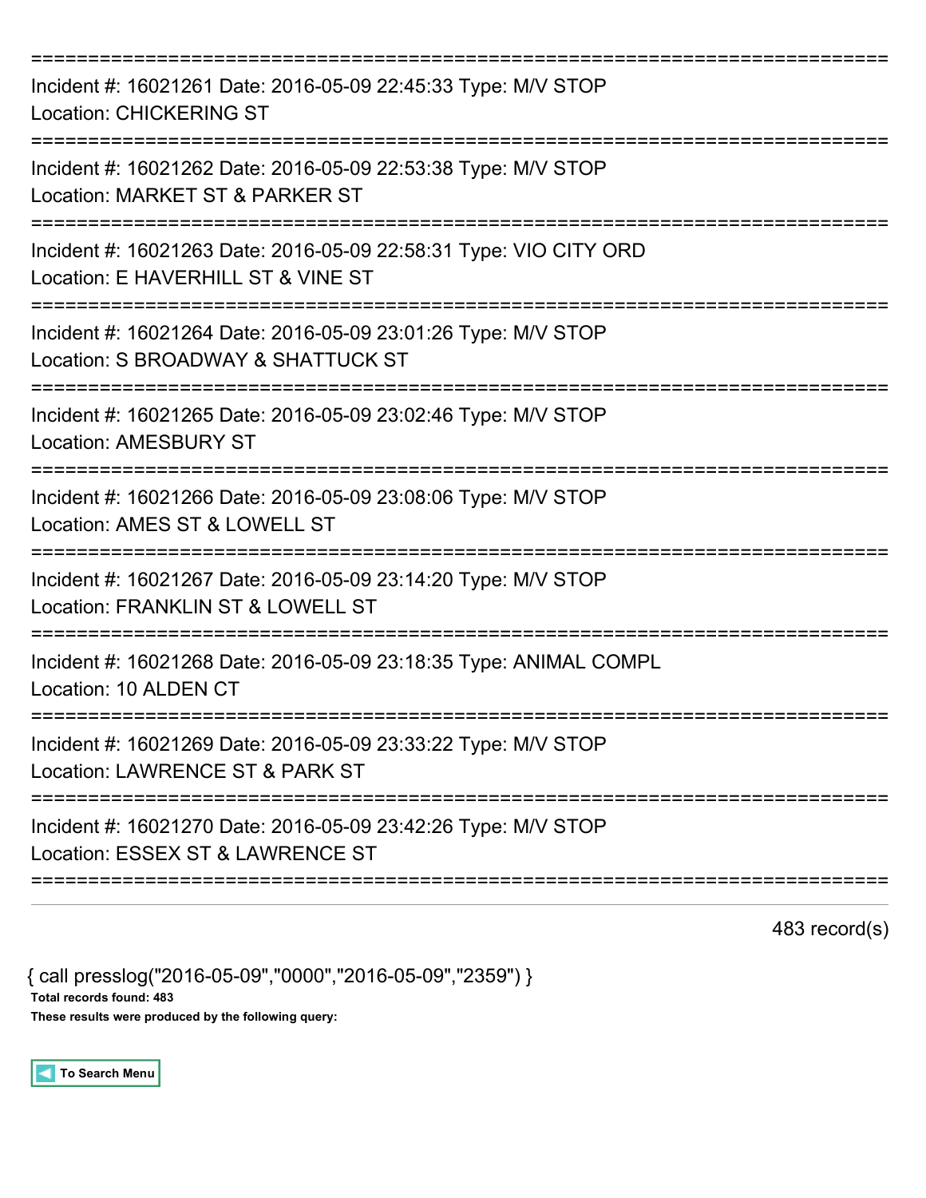===========================================================================
Incident #: 16021261 Date: 2016-05-09 22:45:33 Type: M/V STOP
Location: CHICKERING ST
===========================================================================
Incident #: 16021262 Date: 2016-05-09 22:53:38 Type: M/V STOP
Location: MARKET ST & PARKER ST
===========================================================================
Incident #: 16021263 Date: 2016-05-09 22:58:31 Type: VIO CITY ORD
Location: E HAVERHILL ST & VINE ST
===========================================================================
Incident #: 16021264 Date: 2016-05-09 23:01:26 Type: M/V STOP
Location: S BROADWAY & SHATTUCK ST
===========================================================================
Incident #: 16021265 Date: 2016-05-09 23:02:46 Type: M/V STOP
Location: AMESBURY ST
===========================================================================
Incident #: 16021266 Date: 2016-05-09 23:08:06 Type: M/V STOP
Location: AMES ST & LOWELL ST
===========================================================================
Incident #: 16021267 Date: 2016-05-09 23:14:20 Type: M/V STOP
Location: FRANKLIN ST & LOWELL ST
===========================================================================
Incident #: 16021268 Date: 2016-05-09 23:18:35 Type: ANIMAL COMPL
Location: 10 ALDEN CT
===========================================================================
Incident #: 16021269 Date: 2016-05-09 23:33:22 Type: M/V STOP
Location: LAWRENCE ST & PARK ST
===========================================================================
Incident #: 16021270 Date: 2016-05-09 23:42:26 Type: M/V STOP
Location: ESSEX ST & LAWRENCE ST
===========================================================================

483 record(s)

{ call presslog("2016-05-09","0000","2016-05-09","2359") }

**Total records found: 483**

**These results were produced by the following query:**

To Search Menu